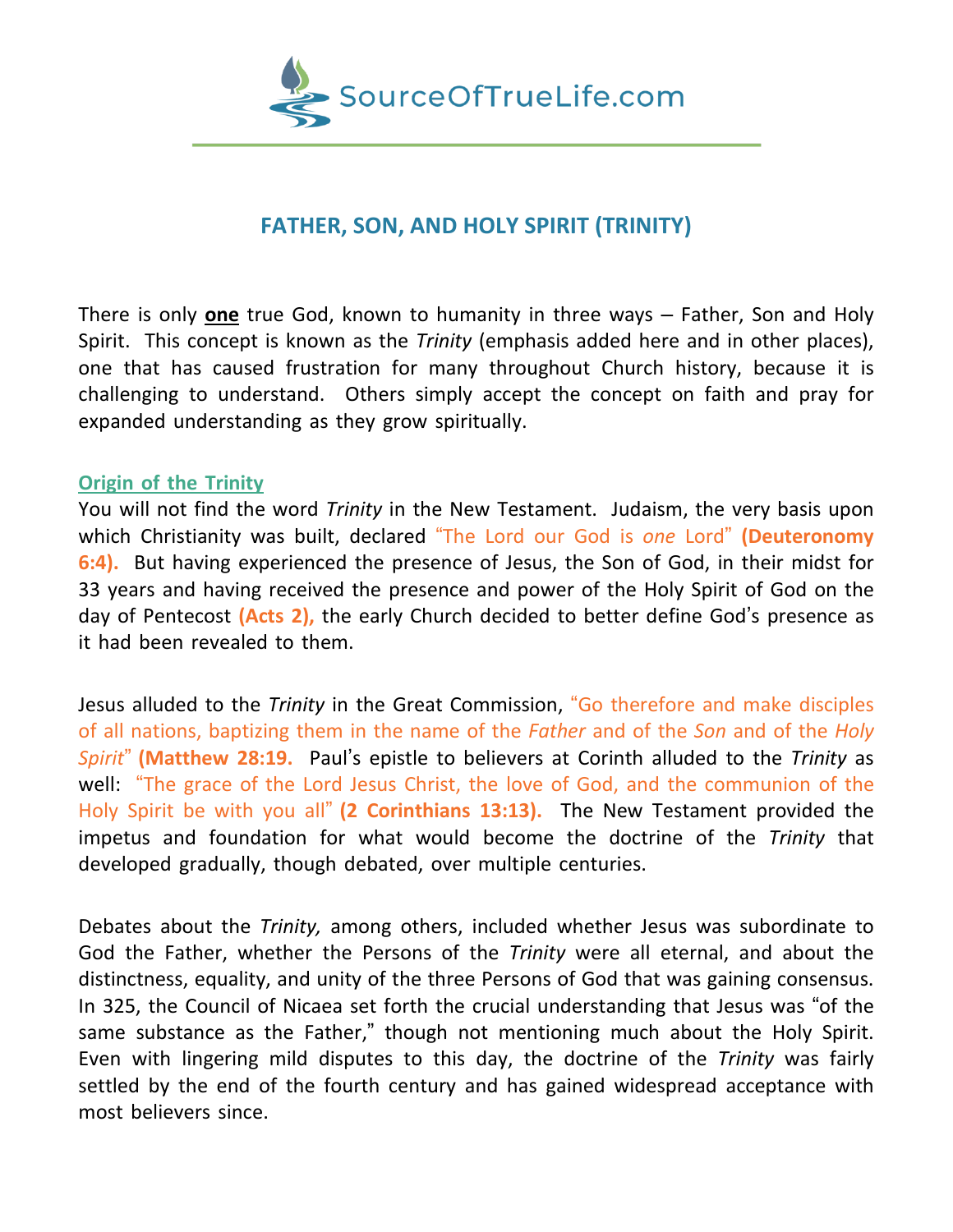# FATHER, SON, AND HOLY SPIRIT (TRINITY)

There is only **one** true God, known to humanity in three ways – Father, Son and Holy Spirit. This concept is known as the *Trinity* (emphasis added here and in other places), one that has caused frustration for many throughout Church history, because it is challenging to understand. Others simply accept the concept on faith and pray for expanded understanding as they grow spiritually.

## Origin of the Trinity

You will not find the word *Trinity* in the New Testament. Judaism, the very basis upon which Christianity was built, declared "The Lord our God is *one* Lord" **(Deuteronomy 6:4).** But having experienced the presence of Jesus, the Son of God, in their midst for 33 years and having received the presence and power of the Holy Spirit of God on the day of Pentecost **(Acts 2),** the early Church decided to better define God's presence as it had been revealed to them.

Jesus alluded to the *Trinity* in the Great Commission, "Go therefore and make disciples of all nations, baptizing them in the name of the *Father* and of the *Son* and of the *Holy Spirit*" **(Matthew 28:19.** Paul's epistle to believers at Corinth alluded to the *Trinity* as well: "The grace of the Lord Jesus Christ, the love of God, and the communion of the Holy Spirit be with you all" **(2 Corinthians 13:13).** The New Testament provided the impetus and foundation for what would become the doctrine of the *Trinity* that developed gradually, though debated, over multiple centuries.

Debates about the *Trinity,* among others, included whether Jesus was subordinate to God the Father, whether the Persons of the *Trinity* were all eternal, and about the distinctness, equality, and unity of the three Persons of God that was gaining consensus. In 325, the Council of Nicaea set forth the crucial understanding that Jesus was "of the same substance as the Father," though not mentioning much about the Holy Spirit. Even with lingering mild disputes to this day, the doctrine of the *Trinity* was fairly settled by the end of the fourth century and has gained widespread acceptance with most believers since.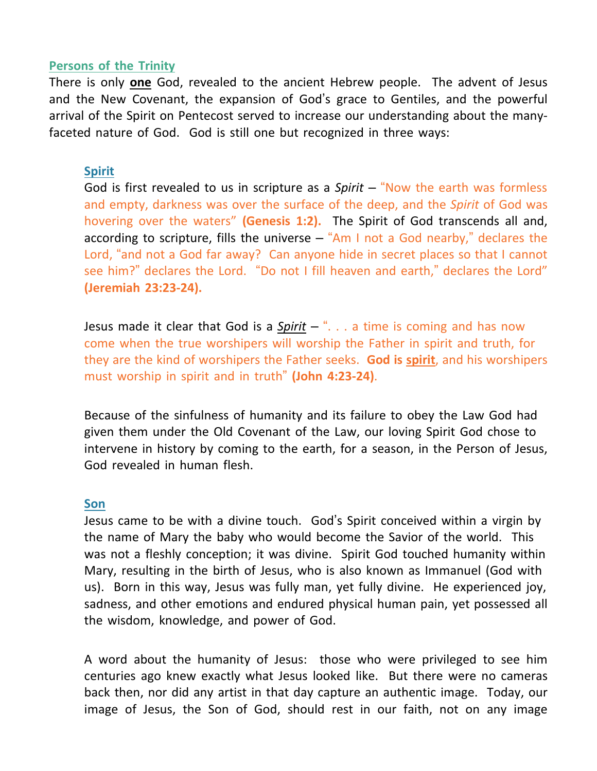## Persons of the Trinity

There is only **one** God, revealed to the ancient Hebrew people. The advent of Jesus and the New Covenant, the expansion of God's grace to Gentiles, and the powerful arrival of the Spirit on Pentecost served to increase our understanding about the many-faceted nature of God. God is still one but recognized in three ways:

### Spirit

God is first revealed to us in scripture as a *Spirit* – "Now the earth was formless and empty, darkness was over the surface of the deep, and the *Spirit* of God was hovering over the waters" **(Genesis 1:2).** The Spirit of God transcends all and, according to scripture, fills the universe – "Am I not a God nearby," declares the Lord, "and not a God far away? Can anyone hide in secret places so that I cannot see him?" declares the Lord. "Do not I fill heaven and earth," declares the Lord" **(Jeremiah 23:23-24).**

Jesus made it clear that God is a *Spirit* – ". . . a time is coming and has now come when the true worshipers will worship the Father in spirit and truth, for they are the kind of worshipers the Father seeks. **God is spirit**, and his worshipers must worship in spirit and in truth" **(John 4:23-24)**.

Because of the sinfulness of humanity and its failure to obey the Law God had given them under the Old Covenant of the Law, our loving Spirit God chose to intervene in history by coming to the earth, for a season, in the Person of Jesus, God revealed in human flesh.

### Son

Jesus came to be with a divine touch. God's Spirit conceived within a virgin by the name of Mary the baby who would become the Savior of the world. This was not a fleshly conception; it was divine. Spirit God touched humanity within Mary, resulting in the birth of Jesus, who is also known as Immanuel (God with us). Born in this way, Jesus was fully man, yet fully divine. He experienced joy, sadness, and other emotions and endured physical human pain, yet possessed all the wisdom, knowledge, and power of God.

A word about the humanity of Jesus: those who were privileged to see him centuries ago knew exactly what Jesus looked like. But there were no cameras back then, nor did any artist in that day capture an authentic image. Today, our image of Jesus, the Son of God, should rest in our faith, not on any image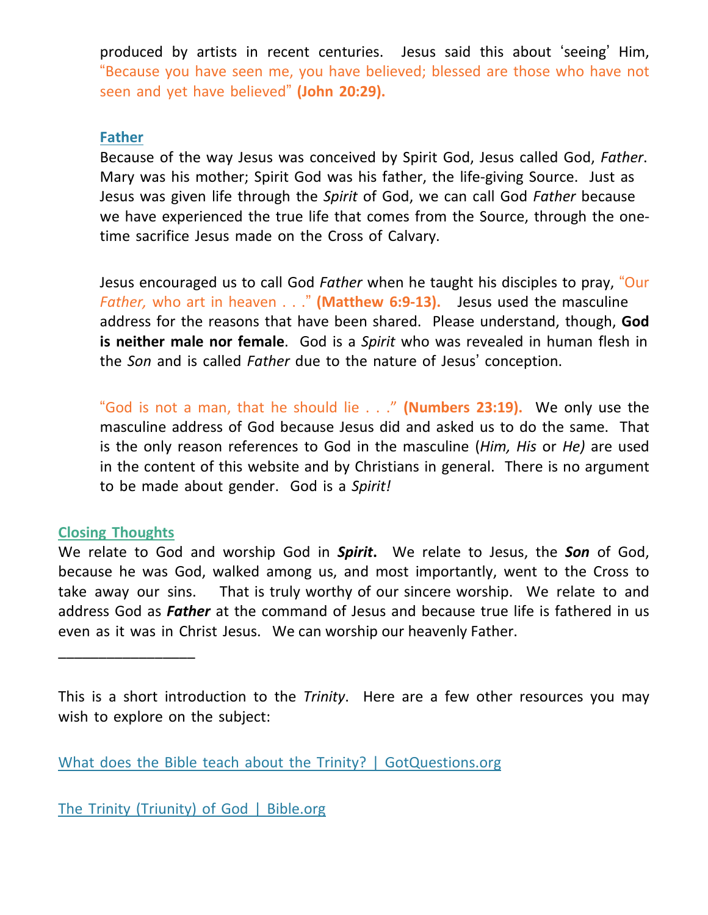produced by artists in recent centuries. Jesus said this about 'seeing' Him, "Because you have seen me, you have believed; blessed are those who have not seen and yet have believed" **(John 20:29).**

### Father

Because of the way Jesus was conceived by Spirit God, Jesus called God, *Father*. Mary was his mother; Spirit God was his father, the life-giving Source. Just as Jesus was given life through the *Spirit* of God, we can call God *Father* because we have experienced the true life that comes from the Source, through the one-time sacrifice Jesus made on the Cross of Calvary.

Jesus encouraged us to call God *Father* when he taught his disciples to pray, "Our *Father,* who art in heaven . . ." **(Matthew 6:9-13).** Jesus used the masculine address for the reasons that have been shared. Please understand, though, **God is neither male nor female**. God is a *Spirit* who was revealed in human flesh in the *Son* and is called *Father* due to the nature of Jesus' conception.

"God is not a man, that he should lie . . ." **(Numbers 23:19).** We only use the masculine address of God because Jesus did and asked us to do the same. That is the only reason references to God in the masculine (*Him, His* or *He)* are used in the content of this website and by Christians in general. There is no argument to be made about gender. God is a *Spirit!*

## Closing Thoughts

We relate to God and worship God in ***Spirit*****.** We relate to Jesus, the ***Son*** of God, because he was God, walked among us, and most importantly, went to the Cross to take away our sins. That is truly worthy of our sincere worship. We relate to and address God as ***Father*** at the command of Jesus and because true life is fathered in us even as it was in Christ Jesus. We can worship our heavenly Father.

_________________

This is a short introduction to the *Trinity*. Here are a few other resources you may wish to explore on the subject:

What does the Bible teach about the Trinity? | GotQuestions.org

The Trinity (Triunity) of God | Bible.org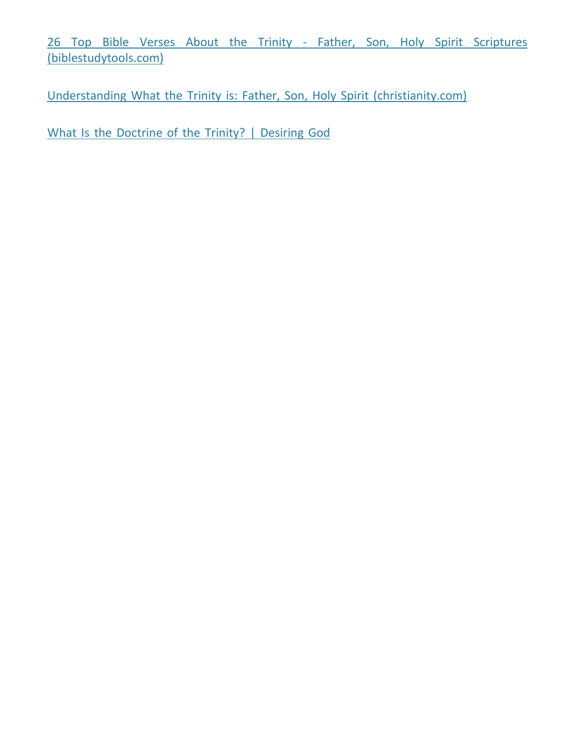26 Top Bible Verses About the Trinity - Father, Son, Holy Spirit Scriptures (biblestudytools.com)

Understanding What the Trinity is: Father, Son, Holy Spirit (christianity.com)

What Is the Doctrine of the Trinity? | Desiring God